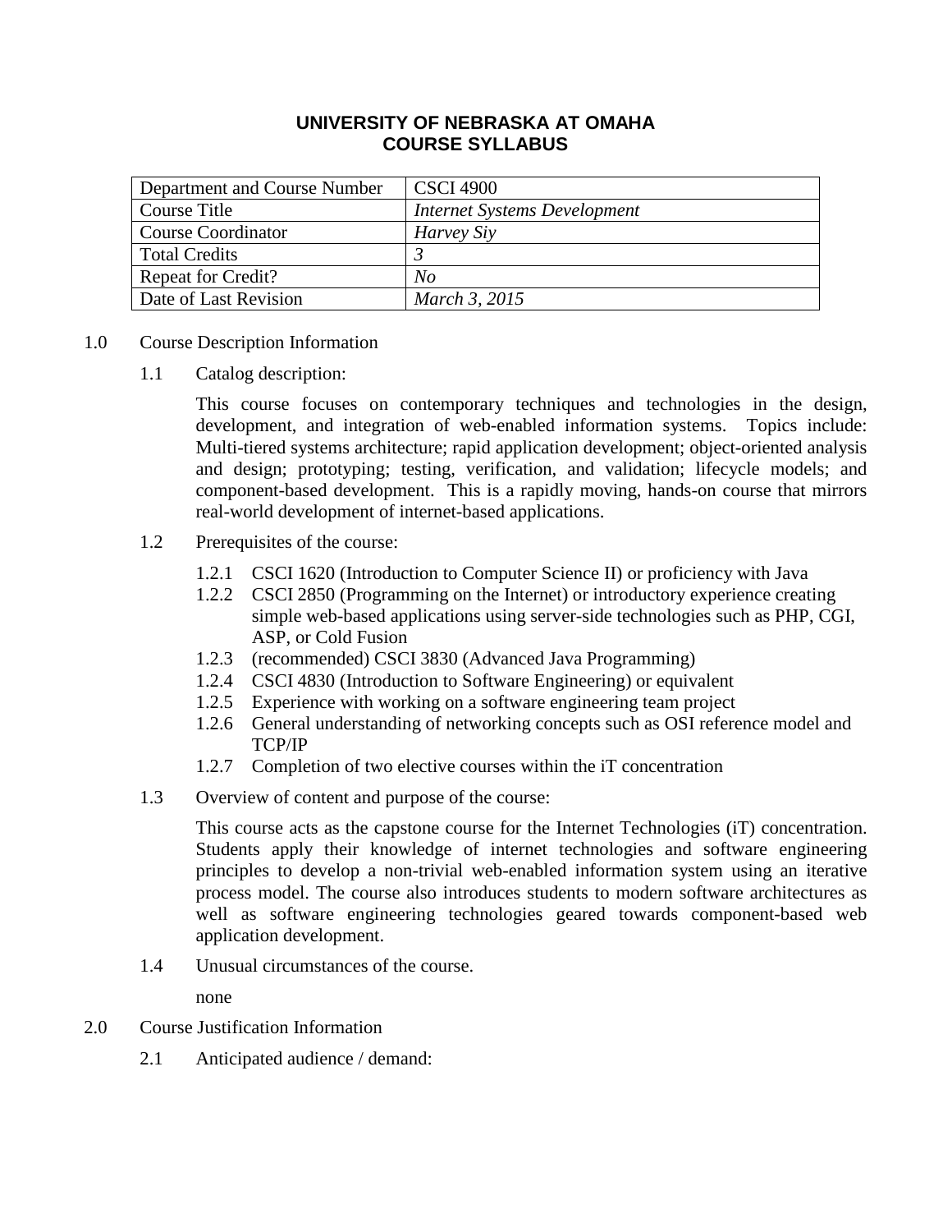# UNIVERSITY OF NEBRASKA AT OMAHA
# COURSE SYLLABUS

| Department and Course Number | CSCI 4900 |
| --- | --- |
| Course Title | *Internet Systems Development* |
| Course Coordinator | *Harvey Siy* |
| Total Credits | *3* |
| Repeat for Credit? | *No* |
| Date of Last Revision | *March 3, 2015* |

1.0 Course Description Information

1.1 Catalog description:

This course focuses on contemporary techniques and technologies in the design, development, and integration of web-enabled information systems. Topics include: Multi-tiered systems architecture; rapid application development; object-oriented analysis and design; prototyping; testing, verification, and validation; lifecycle models; and component-based development. This is a rapidly moving, hands-on course that mirrors real-world development of internet-based applications.

1.2 Prerequisites of the course:

1.2.1 CSCI 1620 (Introduction to Computer Science II) or proficiency with Java
1.2.2 CSCI 2850 (Programming on the Internet) or introductory experience creating simple web-based applications using server-side technologies such as PHP, CGI, ASP, or Cold Fusion
1.2.3 (recommended) CSCI 3830 (Advanced Java Programming)
1.2.4 CSCI 4830 (Introduction to Software Engineering) or equivalent
1.2.5 Experience with working on a software engineering team project
1.2.6 General understanding of networking concepts such as OSI reference model and TCP/IP
1.2.7 Completion of two elective courses within the iT concentration

1.3 Overview of content and purpose of the course:

This course acts as the capstone course for the Internet Technologies (iT) concentration. Students apply their knowledge of internet technologies and software engineering principles to develop a non-trivial web-enabled information system using an iterative process model. The course also introduces students to modern software architectures as well as software engineering technologies geared towards component-based web application development.

1.4 Unusual circumstances of the course.

none

2.0 Course Justification Information

2.1 Anticipated audience / demand: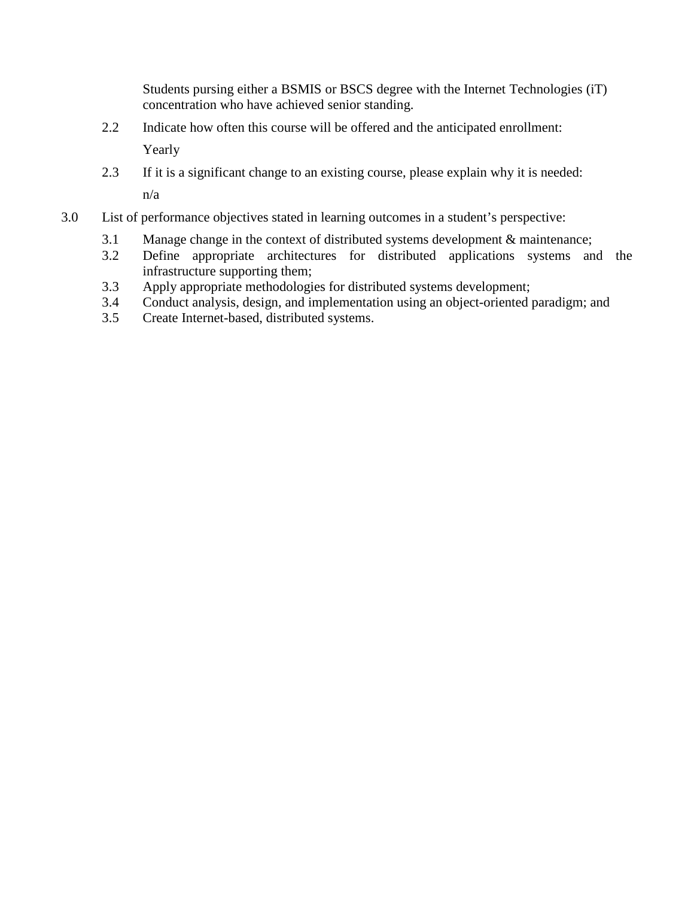Students pursing either a BSMIS or BSCS degree with the Internet Technologies (iT) concentration who have achieved senior standing.

2.2 Indicate how often this course will be offered and the anticipated enrollment:

Yearly

2.3 If it is a significant change to an existing course, please explain why it is needed:

n/a

3.0 List of performance objectives stated in learning outcomes in a student's perspective:

3.1 Manage change in the context of distributed systems development & maintenance;
3.2 Define appropriate architectures for distributed applications systems and the infrastructure supporting them;
3.3 Apply appropriate methodologies for distributed systems development;
3.4 Conduct analysis, design, and implementation using an object-oriented paradigm; and
3.5 Create Internet-based, distributed systems.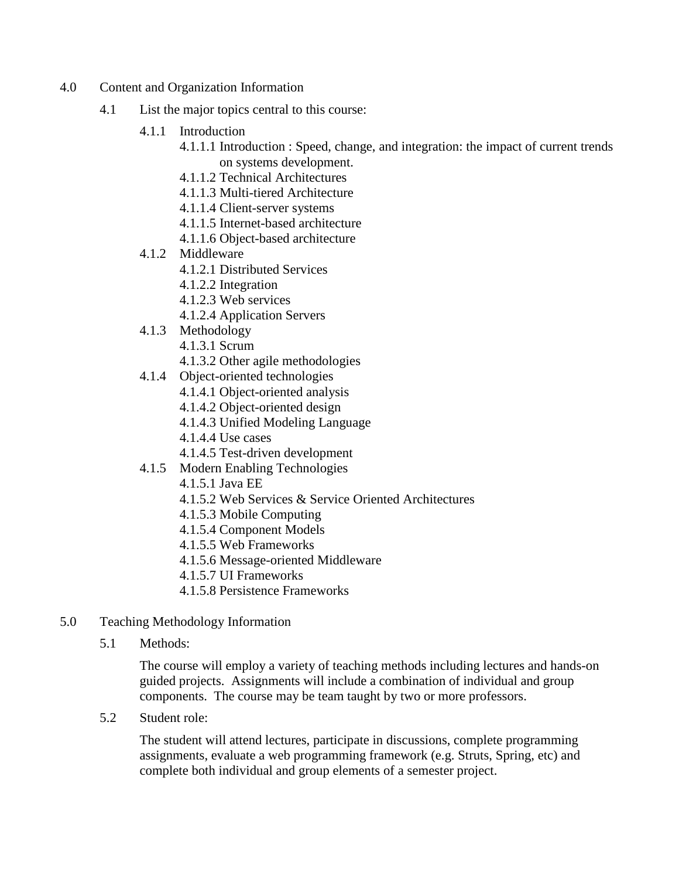## 4.0 Content and Organization Information

### 4.1 List the major topics central to this course:

- 4.1.1 Introduction
  - 4.1.1.1 Introduction : Speed, change, and integration: the impact of current trends on systems development.
  - 4.1.1.2 Technical Architectures
  - 4.1.1.3 Multi-tiered Architecture
  - 4.1.1.4 Client-server systems
  - 4.1.1.5 Internet-based architecture
  - 4.1.1.6 Object-based architecture
- 4.1.2 Middleware
  - 4.1.2.1 Distributed Services
  - 4.1.2.2 Integration
  - 4.1.2.3 Web services
  - 4.1.2.4 Application Servers
- 4.1.3 Methodology
  - 4.1.3.1 Scrum
  - 4.1.3.2 Other agile methodologies
- 4.1.4 Object-oriented technologies
  - 4.1.4.1 Object-oriented analysis
  - 4.1.4.2 Object-oriented design
  - 4.1.4.3 Unified Modeling Language
  - 4.1.4.4 Use cases
  - 4.1.4.5 Test-driven development
- 4.1.5 Modern Enabling Technologies
  - 4.1.5.1 Java EE
  - 4.1.5.2 Web Services & Service Oriented Architectures
  - 4.1.5.3 Mobile Computing
  - 4.1.5.4 Component Models
  - 4.1.5.5 Web Frameworks
  - 4.1.5.6 Message-oriented Middleware
  - 4.1.5.7 UI Frameworks
  - 4.1.5.8 Persistence Frameworks

## 5.0 Teaching Methodology Information

### 5.1 Methods:

The course will employ a variety of teaching methods including lectures and hands-on guided projects. Assignments will include a combination of individual and group components. The course may be team taught by two or more professors.

### 5.2 Student role:

The student will attend lectures, participate in discussions, complete programming assignments, evaluate a web programming framework (e.g. Struts, Spring, etc) and complete both individual and group elements of a semester project.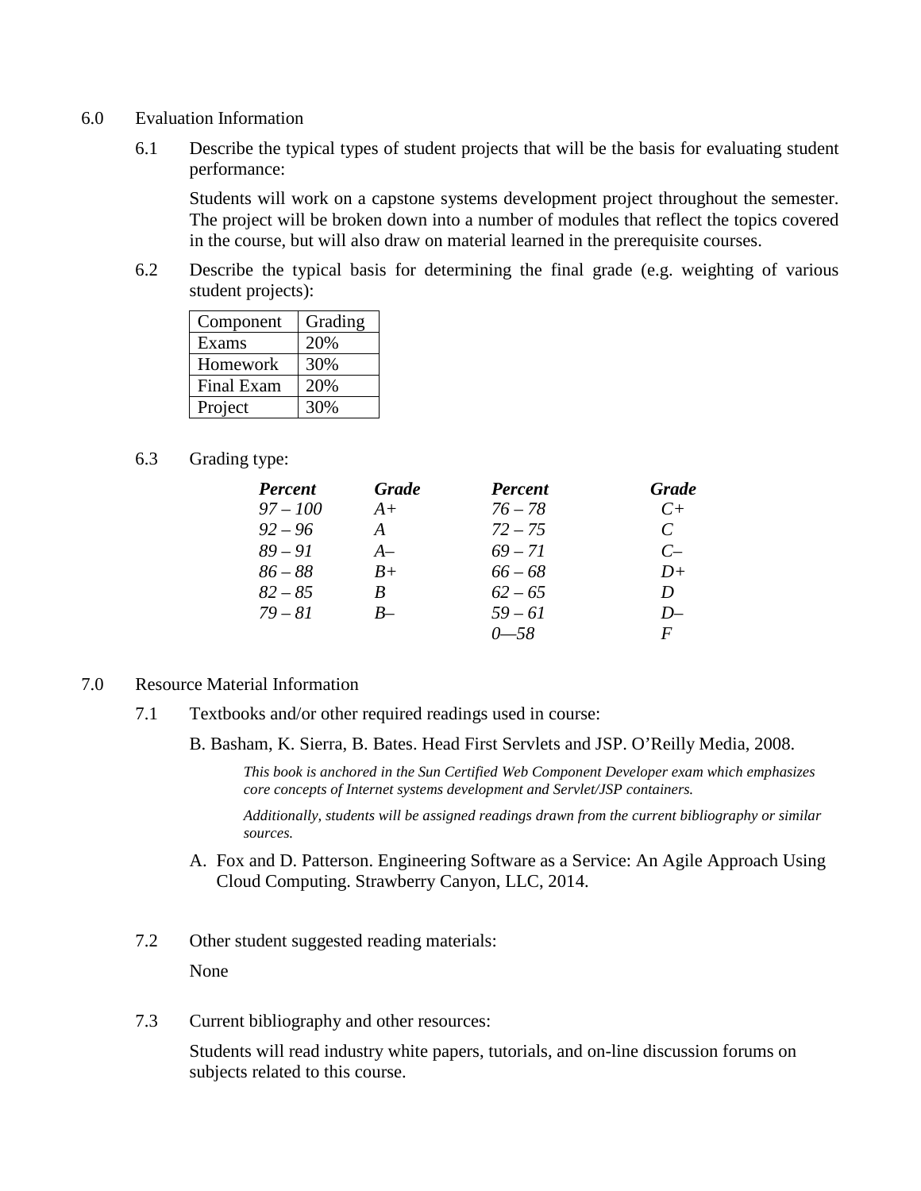6.0 Evaluation Information

6.1 Describe the typical types of student projects that will be the basis for evaluating student performance:

Students will work on a capstone systems development project throughout the semester. The project will be broken down into a number of modules that reflect the topics covered in the course, but will also draw on material learned in the prerequisite courses.

6.2 Describe the typical basis for determining the final grade (e.g. weighting of various student projects):

| Component | Grading |
|---|---|
| Exams | 20% |
| Homework | 30% |
| Final Exam | 20% |
| Project | 30% |

6.3 Grading type:

| ***Percent*** | ***Grade*** | ***Percent*** | ***Grade*** |
|---|---|---|---|
| *97 – 100* | *A+* | *76 – 78* | *C+* |
| *92 – 96* | *A* | *72 – 75* | *C* |
| *89 – 91* | *A–* | *69 – 71* | *C–* |
| *86 – 88* | *B+* | *66 – 68* | *D+* |
| *82 – 85* | *B* | *62 – 65* | *D* |
| *79 – 81* | *B–* | *59 – 61* | *D–* |
| | | *0—58* | *F* |

7.0 Resource Material Information

7.1 Textbooks and/or other required readings used in course:

B. Basham, K. Sierra, B. Bates. Head First Servlets and JSP. O'Reilly Media, 2008.

*This book is anchored in the Sun Certified Web Component Developer exam which emphasizes core concepts of Internet systems development and Servlet/JSP containers.*

*Additionally, students will be assigned readings drawn from the current bibliography or similar sources.*

A. Fox and D. Patterson. Engineering Software as a Service: An Agile Approach Using Cloud Computing. Strawberry Canyon, LLC, 2014.

7.2 Other student suggested reading materials:

None

7.3 Current bibliography and other resources:

Students will read industry white papers, tutorials, and on-line discussion forums on subjects related to this course.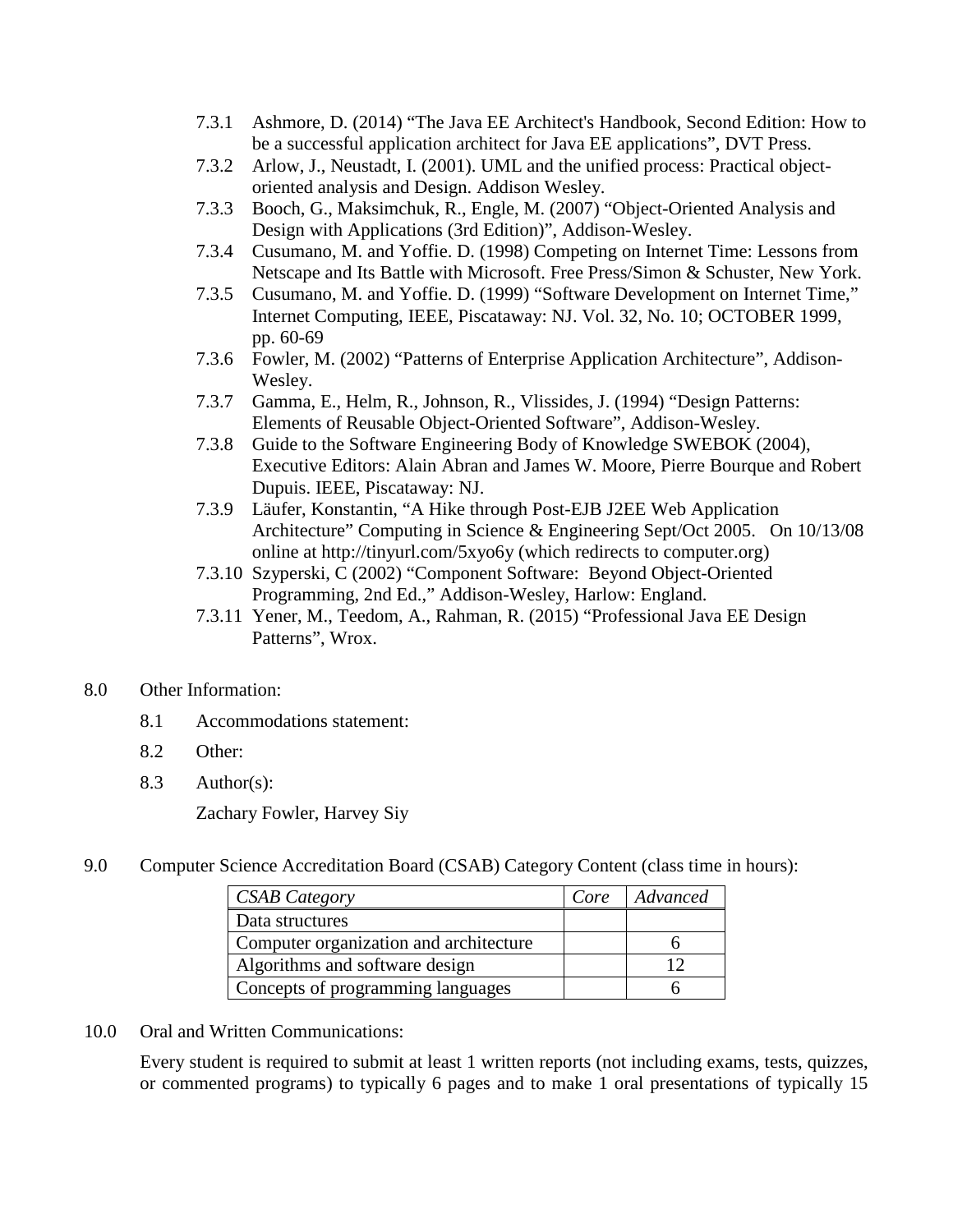- 7.3.1 Ashmore, D. (2014) "The Java EE Architect's Handbook, Second Edition: How to be a successful application architect for Java EE applications", DVT Press.
- 7.3.2 Arlow, J., Neustadt, I. (2001). UML and the unified process: Practical object-oriented analysis and Design. Addison Wesley.
- 7.3.3 Booch, G., Maksimchuk, R., Engle, M. (2007) "Object-Oriented Analysis and Design with Applications (3rd Edition)", Addison-Wesley.
- 7.3.4 Cusumano, M. and Yoffie. D. (1998) Competing on Internet Time: Lessons from Netscape and Its Battle with Microsoft. Free Press/Simon & Schuster, New York.
- 7.3.5 Cusumano, M. and Yoffie. D. (1999) "Software Development on Internet Time," Internet Computing, IEEE, Piscataway: NJ. Vol. 32, No. 10; OCTOBER 1999, pp. 60-69
- 7.3.6 Fowler, M. (2002) "Patterns of Enterprise Application Architecture", Addison-Wesley.
- 7.3.7 Gamma, E., Helm, R., Johnson, R., Vlissides, J. (1994) "Design Patterns: Elements of Reusable Object-Oriented Software", Addison-Wesley.
- 7.3.8 Guide to the Software Engineering Body of Knowledge SWEBOK (2004), Executive Editors: Alain Abran and James W. Moore, Pierre Bourque and Robert Dupuis. IEEE, Piscataway: NJ.
- 7.3.9 Läufer, Konstantin, "A Hike through Post-EJB J2EE Web Application Architecture" Computing in Science & Engineering Sept/Oct 2005. On 10/13/08 online at http://tinyurl.com/5xyo6y (which redirects to computer.org)
- 7.3.10 Szyperski, C (2002) "Component Software: Beyond Object-Oriented Programming, 2nd Ed.," Addison-Wesley, Harlow: England.
- 7.3.11 Yener, M., Teedom, A., Rahman, R. (2015) "Professional Java EE Design Patterns", Wrox.

## 8.0 Other Information:

8.1 Accommodations statement:

8.2 Other:

8.3 Author(s):

Zachary Fowler, Harvey Siy

## 9.0 Computer Science Accreditation Board (CSAB) Category Content (class time in hours):

| *CSAB Category* | *Core* | *Advanced* |
|---|---|---|
| Data structures | | |
| Computer organization and architecture | | 6 |
| Algorithms and software design | | 12 |
| Concepts of programming languages | | 6 |

## 10.0 Oral and Written Communications:

Every student is required to submit at least 1 written reports (not including exams, tests, quizzes, or commented programs) to typically 6 pages and to make 1 oral presentations of typically 15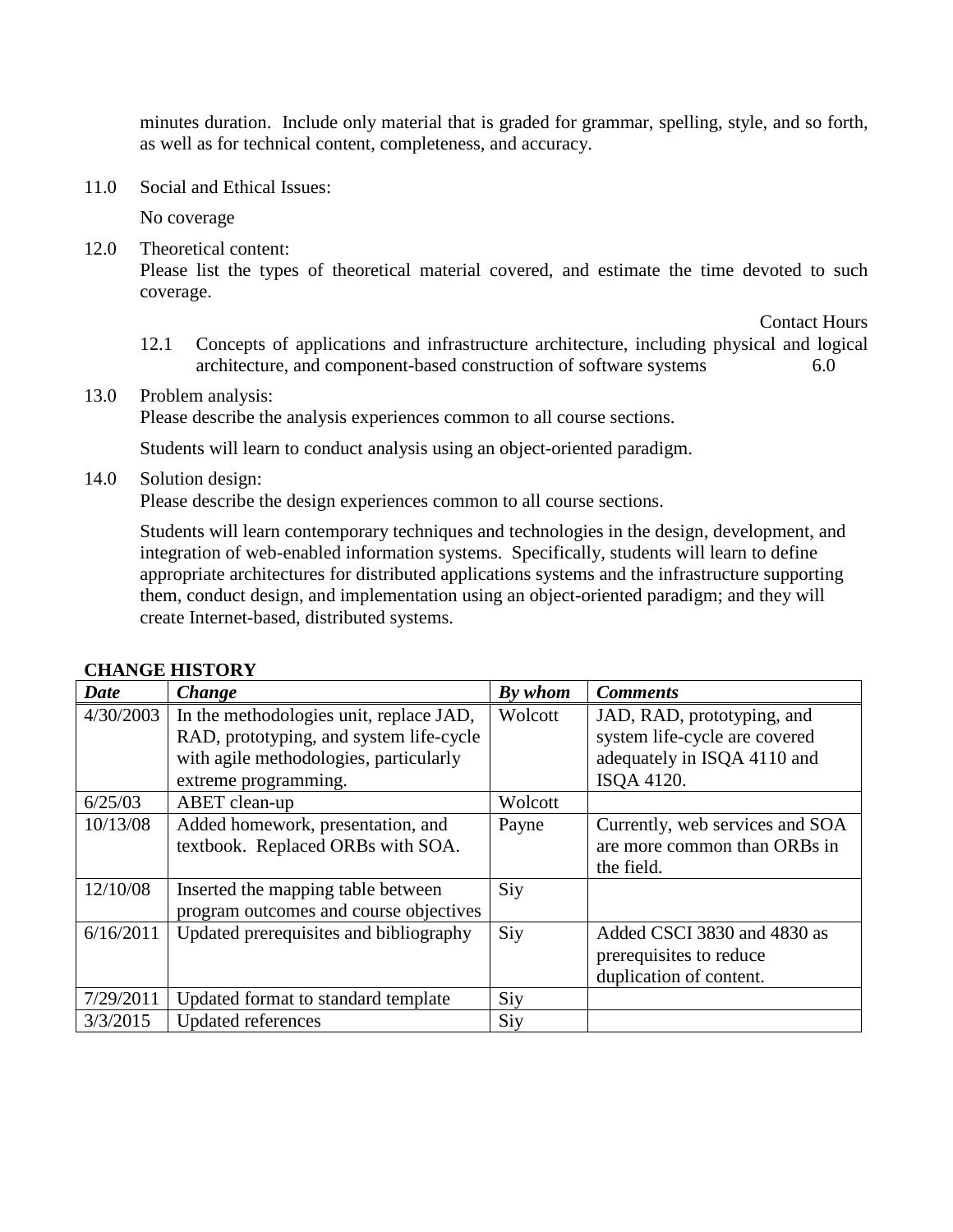minutes duration. Include only material that is graded for grammar, spelling, style, and so forth, as well as for technical content, completeness, and accuracy.

11.0 Social and Ethical Issues:

No coverage

12.0 Theoretical content:
Please list the types of theoretical material covered, and estimate the time devoted to such coverage.

| | | Contact Hours |
|---|---|---|
| 12.1 | Concepts of applications and infrastructure architecture, including physical and logical architecture, and component-based construction of software systems | 6.0 |

13.0 Problem analysis:
Please describe the analysis experiences common to all course sections.

Students will learn to conduct analysis using an object-oriented paradigm.

14.0 Solution design:
Please describe the design experiences common to all course sections.

Students will learn contemporary techniques and technologies in the design, development, and integration of web-enabled information systems. Specifically, students will learn to define appropriate architectures for distributed applications systems and the infrastructure supporting them, conduct design, and implementation using an object-oriented paradigm; and they will create Internet-based, distributed systems.

**CHANGE HISTORY**

| ***Date*** | ***Change*** | ***By whom*** | ***Comments*** |
|---|---|---|---|
| 4/30/2003 | In the methodologies unit, replace JAD, RAD, prototyping, and system life-cycle with agile methodologies, particularly extreme programming. | Wolcott | JAD, RAD, prototyping, and system life-cycle are covered adequately in ISQA 4110 and ISQA 4120. |
| 6/25/03 | ABET clean-up | Wolcott | |
| 10/13/08 | Added homework, presentation, and textbook. Replaced ORBs with SOA. | Payne | Currently, web services and SOA are more common than ORBs in the field. |
| 12/10/08 | Inserted the mapping table between program outcomes and course objectives | Siy | |
| 6/16/2011 | Updated prerequisites and bibliography | Siy | Added CSCI 3830 and 4830 as prerequisites to reduce duplication of content. |
| 7/29/2011 | Updated format to standard template | Siy | |
| 3/3/2015 | Updated references | Siy | |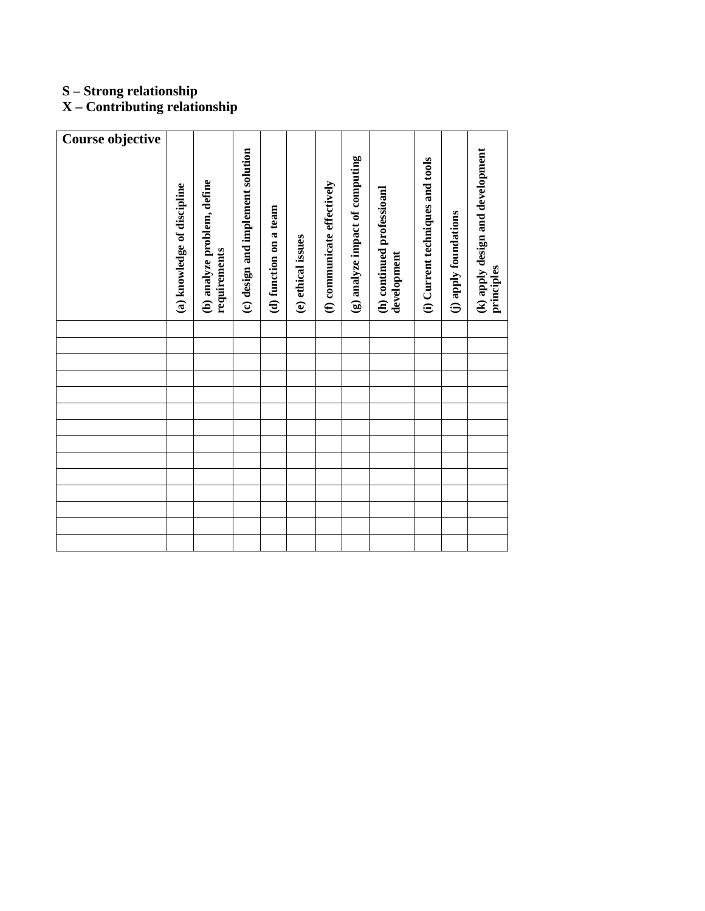**S – Strong relationship**
**X – Contributing relationship**

| Course objective | (a) knowledge of discipline | (b) analyze problem, define requirements | (c) design and implement solution | (d) function on a team | (e) ethical issues | (f) communicate effectively | (g) analyze impact of computing | (h) continued professioanl development | (i) Current techniques and tools | (j) apply foundations | (k) apply design and development principles |
|---|---|---|---|---|---|---|---|---|---|---|---|
| | | | | | | | | | | | |
| | | | | | | | | | | | |
| | | | | | | | | | | | |
| | | | | | | | | | | | |
| | | | | | | | | | | | |
| | | | | | | | | | | | |
| | | | | | | | | | | | |
| | | | | | | | | | | | |
| | | | | | | | | | | | |
| | | | | | | | | | | | |
| | | | | | | | | | | | |
| | | | | | | | | | | | |
| | | | | | | | | | | | |
| | | | | | | | | | | | |